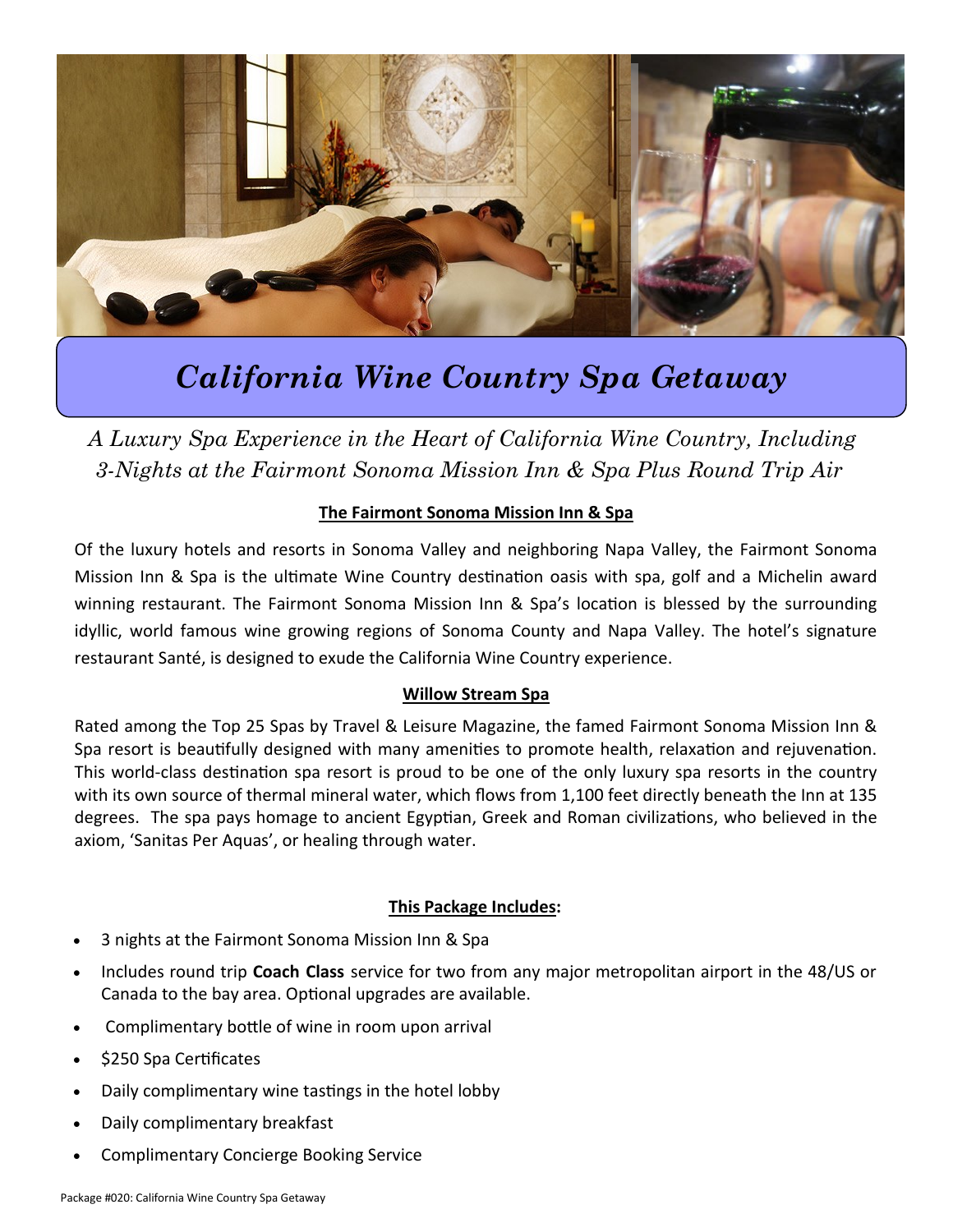# *California Wine Country Spa Getaway*

*A Luxury Spa Experience in the Heart of California Wine Country, Including 3-Nights at the Fairmont Sonoma Mission Inn & Spa Plus Round Trip Air*

## The Fairmont Sonoma Mission Inn & Spa

Of the luxury hotels and resorts in Sonoma Valley and neighboring Napa Valley, the Fairmont Sonoma Mission Inn & Spa is the ultimate Wine Country destination oasis with spa, golf and a Michelin award winning restaurant. The Fairmont Sonoma Mission Inn & Spa's location is blessed by the surrounding idyllic, world famous wine growing regions of Sonoma County and Napa Valley. The hotel's signature restaurant Santé, is designed to exude the California Wine Country experience.

## Willow Stream Spa

Rated among the Top 25 Spas by Travel & Leisure Magazine, the famed Fairmont Sonoma Mission Inn & Spa resort is beautifully designed with many amenities to promote health, relaxation and rejuvenation. This world-class destination spa resort is proud to be one of the only luxury spa resorts in the country with its own source of thermal mineral water, which flows from 1,100 feet directly beneath the Inn at 135 degrees. The spa pays homage to ancient Egyptian, Greek and Roman civilizations, who believed in the axiom, 'Sanitas Per Aquas', or healing through water.

## This Package Includes:

- 3 nights at the Fairmont Sonoma Mission Inn & Spa
- Includes round trip **Coach Class** service for two from any major metropolitan airport in the 48/US or Canada to the bay area. Optional upgrades are available.
- Complimentary bottle of wine in room upon arrival
- $250 Spa Certificates
- Daily complimentary wine tastings in the hotel lobby
- Daily complimentary breakfast
- Complimentary Concierge Booking Service

Package #020: California Wine Country Spa Getaway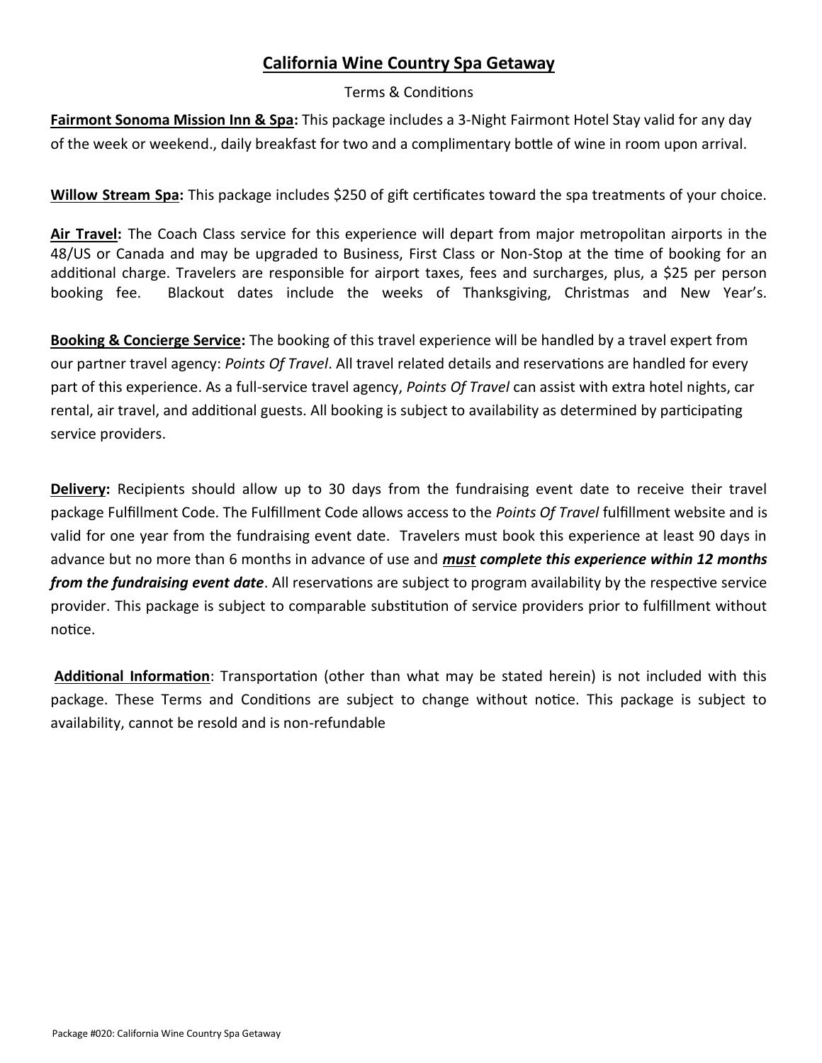# California Wine Country Spa Getaway

Terms & Conditions

**Fairmont Sonoma Mission Inn & Spa:** This package includes a 3-Night Fairmont Hotel Stay valid for any day of the week or weekend., daily breakfast for two and a complimentary bottle of wine in room upon arrival.

**Willow Stream Spa:** This package includes $250 of gift certificates toward the spa treatments of your choice.

**Air Travel:** The Coach Class service for this experience will depart from major metropolitan airports in the 48/US or Canada and may be upgraded to Business, First Class or Non-Stop at the time of booking for an additional charge. Travelers are responsible for airport taxes, fees and surcharges, plus, a $25 per person booking fee. Blackout dates include the weeks of Thanksgiving, Christmas and New Year's.

**Booking & Concierge Service:** The booking of this travel experience will be handled by a travel expert from our partner travel agency: *Points Of Travel*. All travel related details and reservations are handled for every part of this experience. As a full-service travel agency, *Points Of Travel* can assist with extra hotel nights, car rental, air travel, and additional guests. All booking is subject to availability as determined by participating service providers.

**Delivery:** Recipients should allow up to 30 days from the fundraising event date to receive their travel package Fulfillment Code. The Fulfillment Code allows access to the *Points Of Travel* fulfillment website and is valid for one year from the fundraising event date. Travelers must book this experience at least 90 days in advance but no more than 6 months in advance of use and ***must complete this experience within 12 months from the fundraising event date***. All reservations are subject to program availability by the respective service provider. This package is subject to comparable substitution of service providers prior to fulfillment without notice.

**Additional Information**: Transportation (other than what may be stated herein) is not included with this package. These Terms and Conditions are subject to change without notice. This package is subject to availability, cannot be resold and is non-refundable

Package #020: California Wine Country Spa Getaway